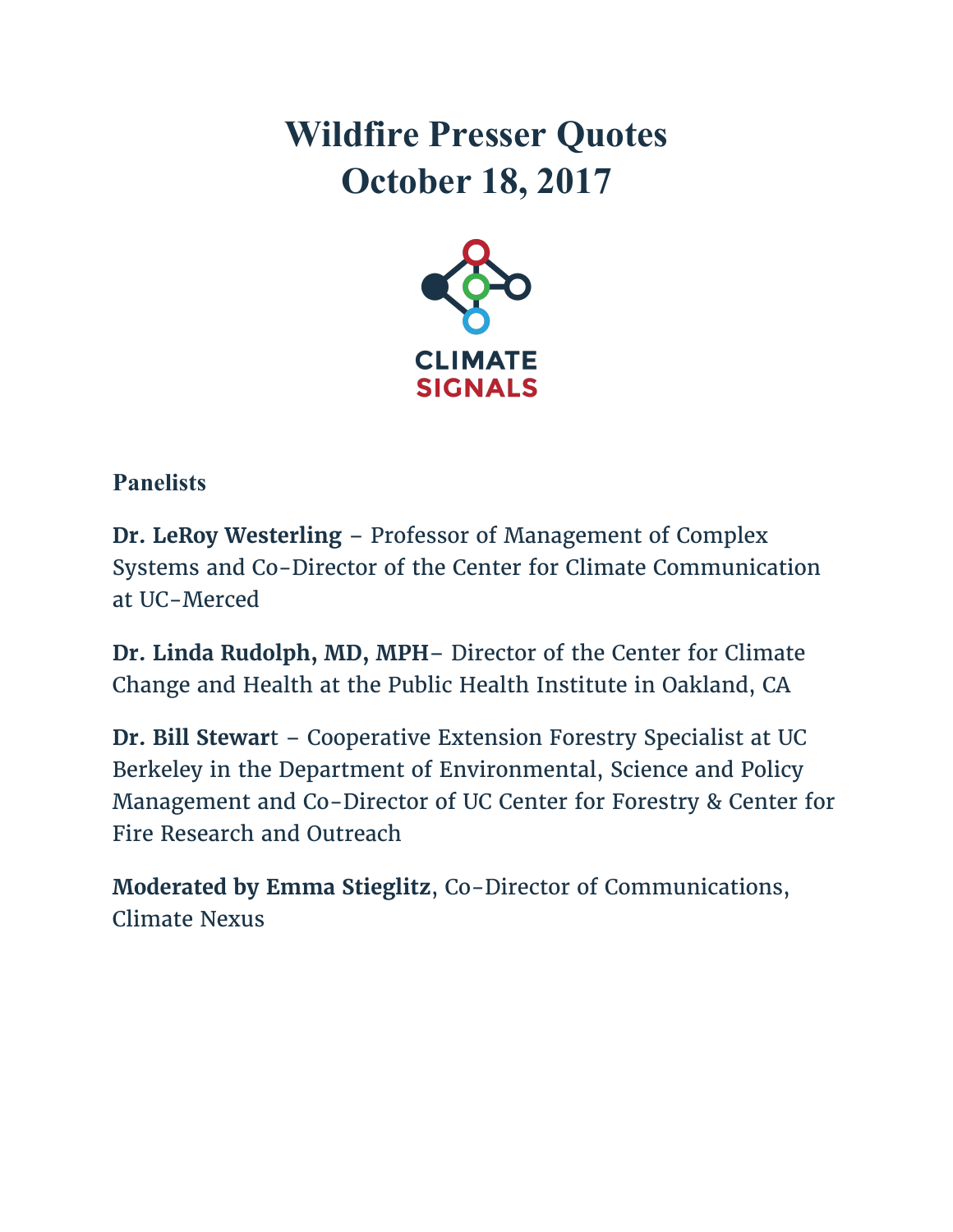# Wildfire Presser Quotes
# October 18, 2017

CLIMATE SIGNALS

**Panelists**

**Dr. LeRoy Westerling** – Professor of Management of Complex Systems and Co-Director of the Center for Climate Communication at UC-Merced

**Dr. Linda Rudolph, MD, MPH**– Director of the Center for Climate Change and Health at the Public Health Institute in Oakland, CA

**Dr. Bill Stewar**t – Cooperative Extension Forestry Specialist at UC Berkeley in the Department of Environmental, Science and Policy Management and Co-Director of UC Center for Forestry & Center for Fire Research and Outreach

**Moderated by Emma Stieglitz**, Co-Director of Communications, Climate Nexus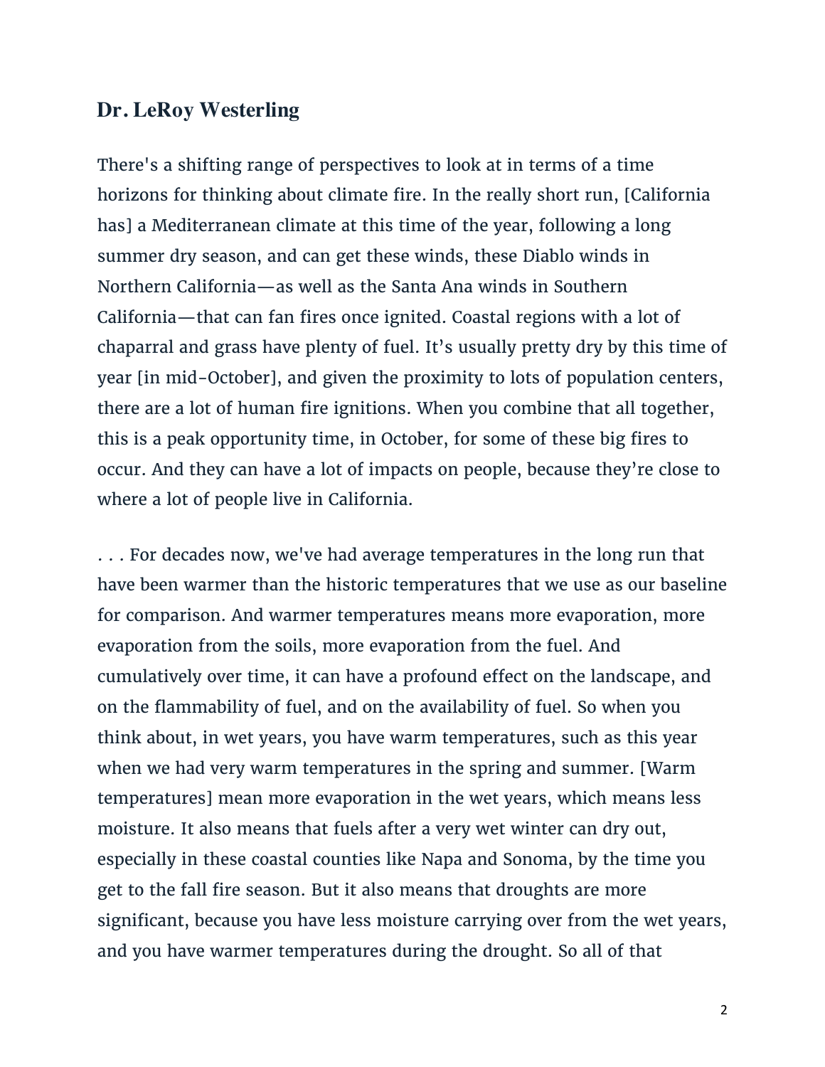## Dr. LeRoy Westerling

There's a shifting range of perspectives to look at in terms of a time horizons for thinking about climate fire. In the really short run, [California has] a Mediterranean climate at this time of the year, following a long summer dry season, and can get these winds, these Diablo winds in Northern California—as well as the Santa Ana winds in Southern California—that can fan fires once ignited. Coastal regions with a lot of chaparral and grass have plenty of fuel. It's usually pretty dry by this time of year [in mid-October], and given the proximity to lots of population centers, there are a lot of human fire ignitions. When you combine that all together, this is a peak opportunity time, in October, for some of these big fires to occur. And they can have a lot of impacts on people, because they're close to where a lot of people live in California.

. . . For decades now, we've had average temperatures in the long run that have been warmer than the historic temperatures that we use as our baseline for comparison. And warmer temperatures means more evaporation, more evaporation from the soils, more evaporation from the fuel. And cumulatively over time, it can have a profound effect on the landscape, and on the flammability of fuel, and on the availability of fuel. So when you think about, in wet years, you have warm temperatures, such as this year when we had very warm temperatures in the spring and summer. [Warm temperatures] mean more evaporation in the wet years, which means less moisture. It also means that fuels after a very wet winter can dry out, especially in these coastal counties like Napa and Sonoma, by the time you get to the fall fire season. But it also means that droughts are more significant, because you have less moisture carrying over from the wet years, and you have warmer temperatures during the drought. So all of that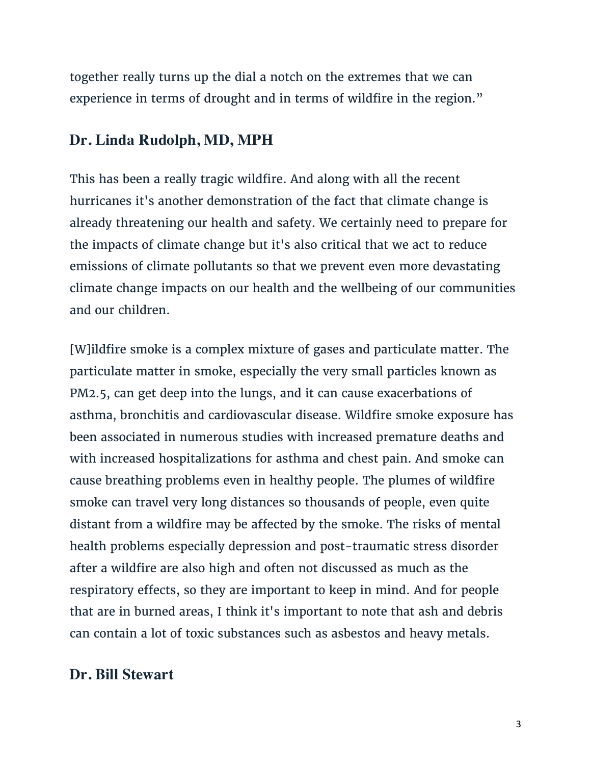together really turns up the dial a notch on the extremes that we can experience in terms of drought and in terms of wildfire in the region."

## Dr. Linda Rudolph, MD, MPH

This has been a really tragic wildfire. And along with all the recent hurricanes it's another demonstration of the fact that climate change is already threatening our health and safety. We certainly need to prepare for the impacts of climate change but it's also critical that we act to reduce emissions of climate pollutants so that we prevent even more devastating climate change impacts on our health and the wellbeing of our communities and our children.

[W]ildfire smoke is a complex mixture of gases and particulate matter. The particulate matter in smoke, especially the very small particles known as PM2.5, can get deep into the lungs, and it can cause exacerbations of asthma, bronchitis and cardiovascular disease. Wildfire smoke exposure has been associated in numerous studies with increased premature deaths and with increased hospitalizations for asthma and chest pain. And smoke can cause breathing problems even in healthy people. The plumes of wildfire smoke can travel very long distances so thousands of people, even quite distant from a wildfire may be affected by the smoke. The risks of mental health problems especially depression and post-traumatic stress disorder after a wildfire are also high and often not discussed as much as the respiratory effects, so they are important to keep in mind. And for people that are in burned areas, I think it's important to note that ash and debris can contain a lot of toxic substances such as asbestos and heavy metals.

## Dr. Bill Stewart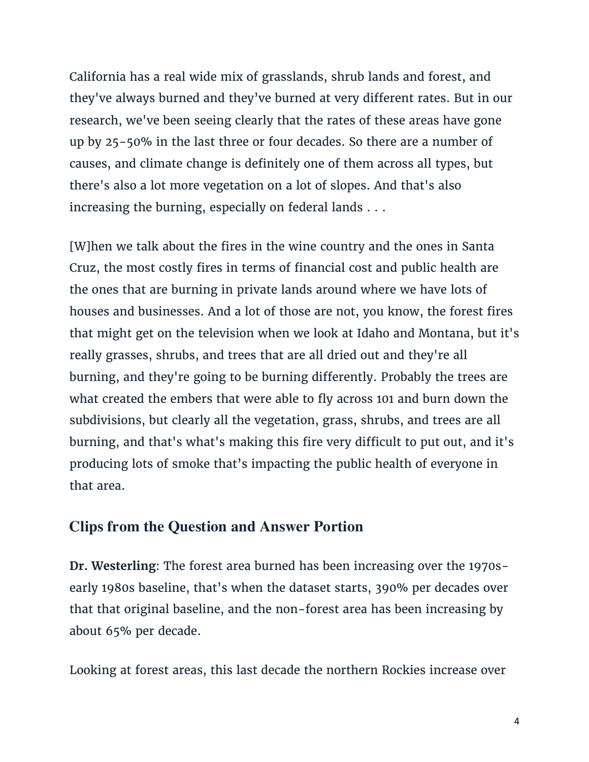California has a real wide mix of grasslands, shrub lands and forest, and they've always burned and they've burned at very different rates. But in our research, we've been seeing clearly that the rates of these areas have gone up by 25-50% in the last three or four decades. So there are a number of causes, and climate change is definitely one of them across all types, but there's also a lot more vegetation on a lot of slopes. And that's also increasing the burning, especially on federal lands . . .

[W]hen we talk about the fires in the wine country and the ones in Santa Cruz, the most costly fires in terms of financial cost and public health are the ones that are burning in private lands around where we have lots of houses and businesses. And a lot of those are not, you know, the forest fires that might get on the television when we look at Idaho and Montana, but it's really grasses, shrubs, and trees that are all dried out and they're all burning, and they're going to be burning differently. Probably the trees are what created the embers that were able to fly across 101 and burn down the subdivisions, but clearly all the vegetation, grass, shrubs, and trees are all burning, and that's what's making this fire very difficult to put out, and it's producing lots of smoke that's impacting the public health of everyone in that area.

## Clips from the Question and Answer Portion

**Dr. Westerling**: The forest area burned has been increasing over the 1970s-early 1980s baseline, that's when the dataset starts, 390% per decades over that that original baseline, and the non-forest area has been increasing by about 65% per decade.

Looking at forest areas, this last decade the northern Rockies increase over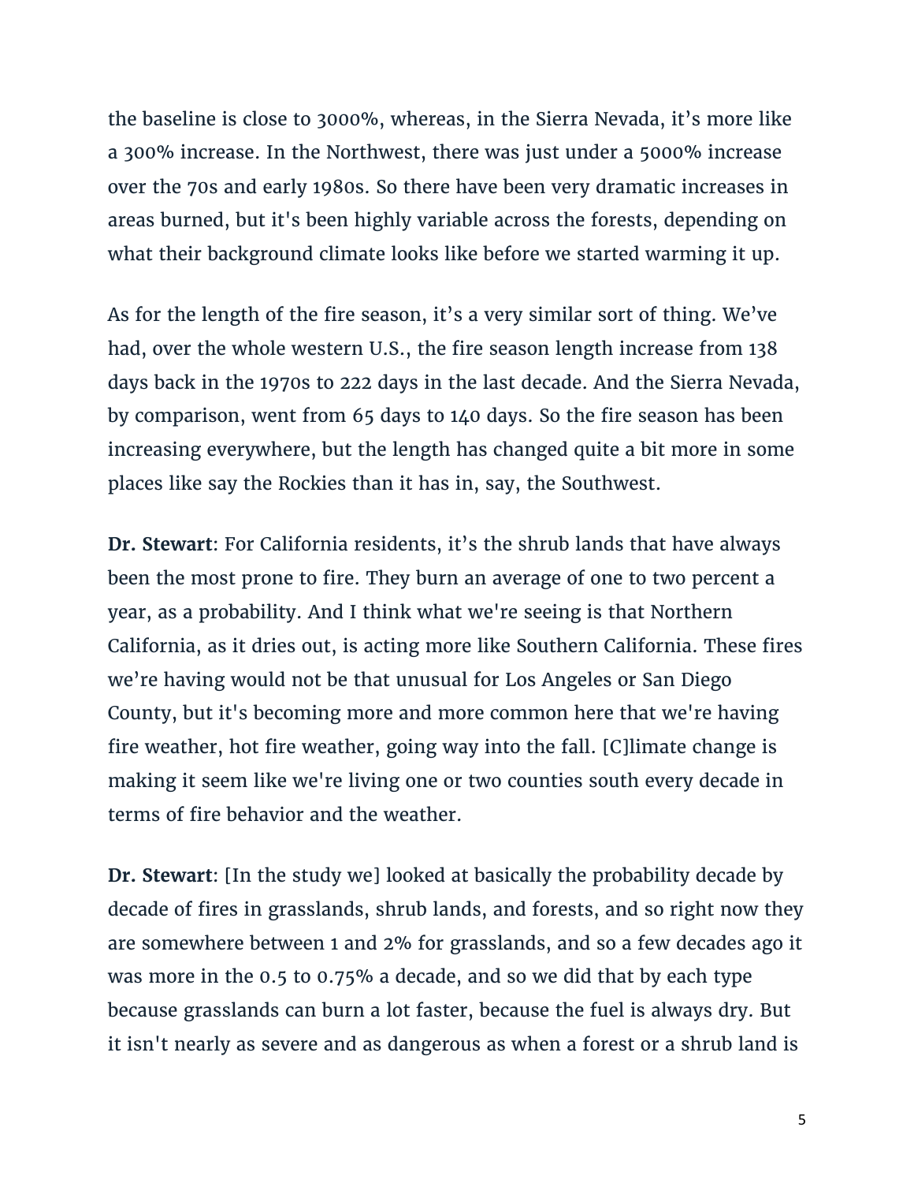the baseline is close to 3000%, whereas, in the Sierra Nevada, it's more like a 300% increase. In the Northwest, there was just under a 5000% increase over the 70s and early 1980s. So there have been very dramatic increases in areas burned, but it's been highly variable across the forests, depending on what their background climate looks like before we started warming it up.

As for the length of the fire season, it's a very similar sort of thing. We've had, over the whole western U.S., the fire season length increase from 138 days back in the 1970s to 222 days in the last decade. And the Sierra Nevada, by comparison, went from 65 days to 140 days. So the fire season has been increasing everywhere, but the length has changed quite a bit more in some places like say the Rockies than it has in, say, the Southwest.

**Dr. Stewart**: For California residents, it's the shrub lands that have always been the most prone to fire. They burn an average of one to two percent a year, as a probability. And I think what we're seeing is that Northern California, as it dries out, is acting more like Southern California. These fires we're having would not be that unusual for Los Angeles or San Diego County, but it's becoming more and more common here that we're having fire weather, hot fire weather, going way into the fall. [C]limate change is making it seem like we're living one or two counties south every decade in terms of fire behavior and the weather.

**Dr. Stewart**: [In the study we] looked at basically the probability decade by decade of fires in grasslands, shrub lands, and forests, and so right now they are somewhere between 1 and 2% for grasslands, and so a few decades ago it was more in the 0.5 to 0.75% a decade, and so we did that by each type because grasslands can burn a lot faster, because the fuel is always dry. But it isn't nearly as severe and as dangerous as when a forest or a shrub land is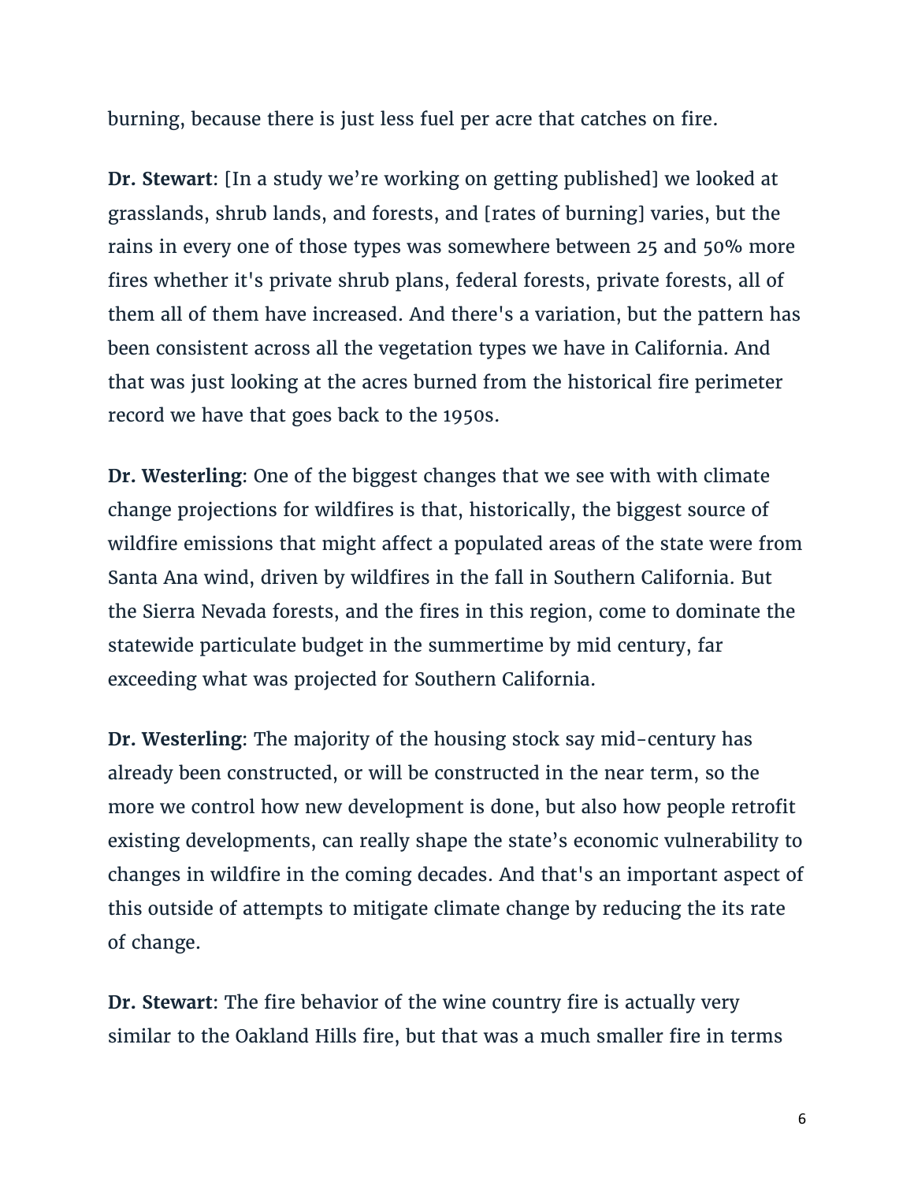burning, because there is just less fuel per acre that catches on fire.

**Dr. Stewart**: [In a study we're working on getting published] we looked at grasslands, shrub lands, and forests, and [rates of burning] varies, but the rains in every one of those types was somewhere between 25 and 50% more fires whether it's private shrub plans, federal forests, private forests, all of them all of them have increased. And there's a variation, but the pattern has been consistent across all the vegetation types we have in California. And that was just looking at the acres burned from the historical fire perimeter record we have that goes back to the 1950s.

**Dr. Westerling**: One of the biggest changes that we see with with climate change projections for wildfires is that, historically, the biggest source of wildfire emissions that might affect a populated areas of the state were from Santa Ana wind, driven by wildfires in the fall in Southern California. But the Sierra Nevada forests, and the fires in this region, come to dominate the statewide particulate budget in the summertime by mid century, far exceeding what was projected for Southern California.

**Dr. Westerling**: The majority of the housing stock say mid-century has already been constructed, or will be constructed in the near term, so the more we control how new development is done, but also how people retrofit existing developments, can really shape the state's economic vulnerability to changes in wildfire in the coming decades. And that's an important aspect of this outside of attempts to mitigate climate change by reducing the its rate of change.

**Dr. Stewart**: The fire behavior of the wine country fire is actually very similar to the Oakland Hills fire, but that was a much smaller fire in terms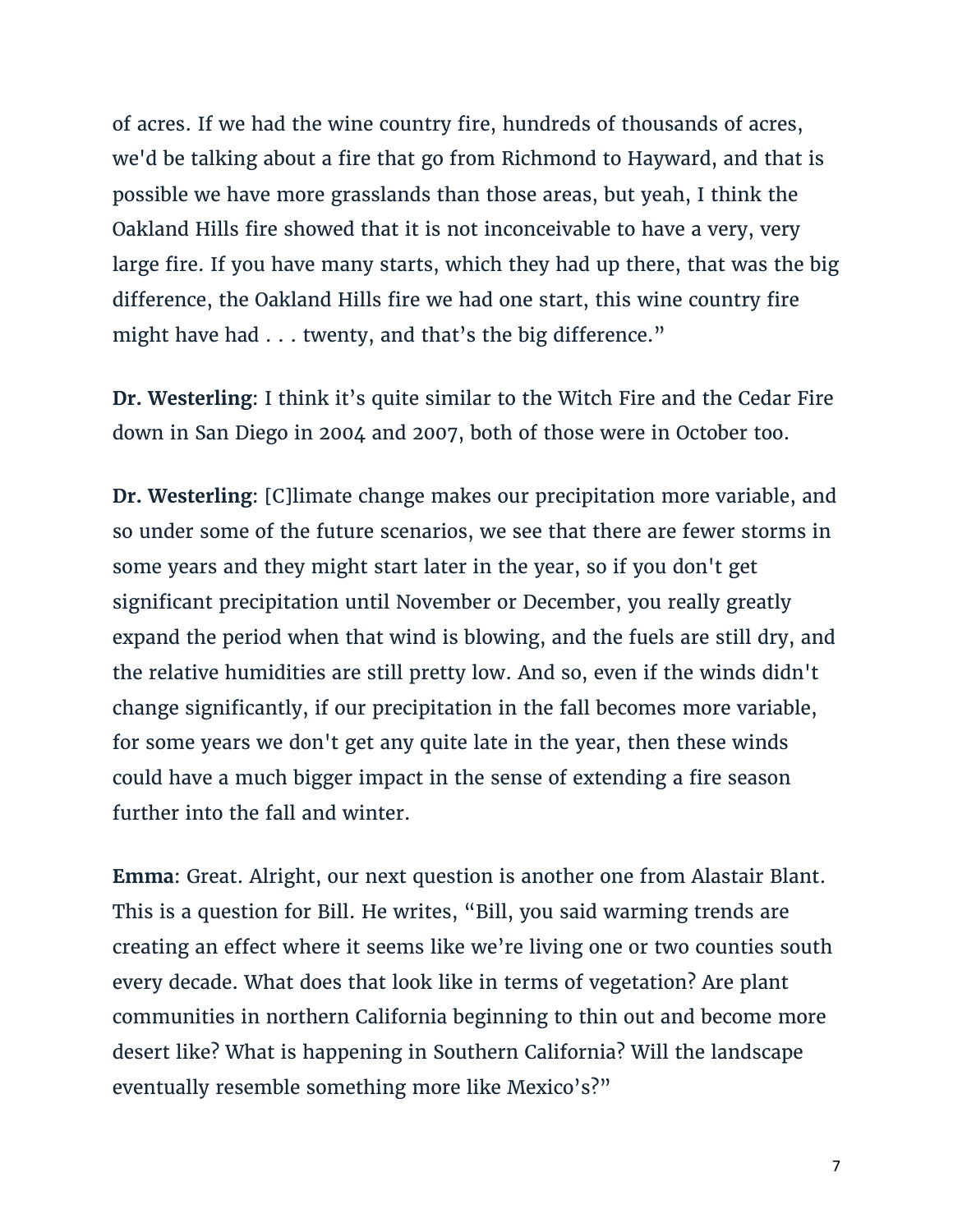of acres. If we had the wine country fire, hundreds of thousands of acres, we'd be talking about a fire that go from Richmond to Hayward, and that is possible we have more grasslands than those areas, but yeah, I think the Oakland Hills fire showed that it is not inconceivable to have a very, very large fire. If you have many starts, which they had up there, that was the big difference, the Oakland Hills fire we had one start, this wine country fire might have had . . . twenty, and that's the big difference."

**Dr. Westerling**: I think it's quite similar to the Witch Fire and the Cedar Fire down in San Diego in 2004 and 2007, both of those were in October too.

**Dr. Westerling**: [C]limate change makes our precipitation more variable, and so under some of the future scenarios, we see that there are fewer storms in some years and they might start later in the year, so if you don't get significant precipitation until November or December, you really greatly expand the period when that wind is blowing, and the fuels are still dry, and the relative humidities are still pretty low. And so, even if the winds didn't change significantly, if our precipitation in the fall becomes more variable, for some years we don't get any quite late in the year, then these winds could have a much bigger impact in the sense of extending a fire season further into the fall and winter.

**Emma**: Great. Alright, our next question is another one from Alastair Blant. This is a question for Bill. He writes, "Bill, you said warming trends are creating an effect where it seems like we're living one or two counties south every decade. What does that look like in terms of vegetation? Are plant communities in northern California beginning to thin out and become more desert like? What is happening in Southern California? Will the landscape eventually resemble something more like Mexico's?"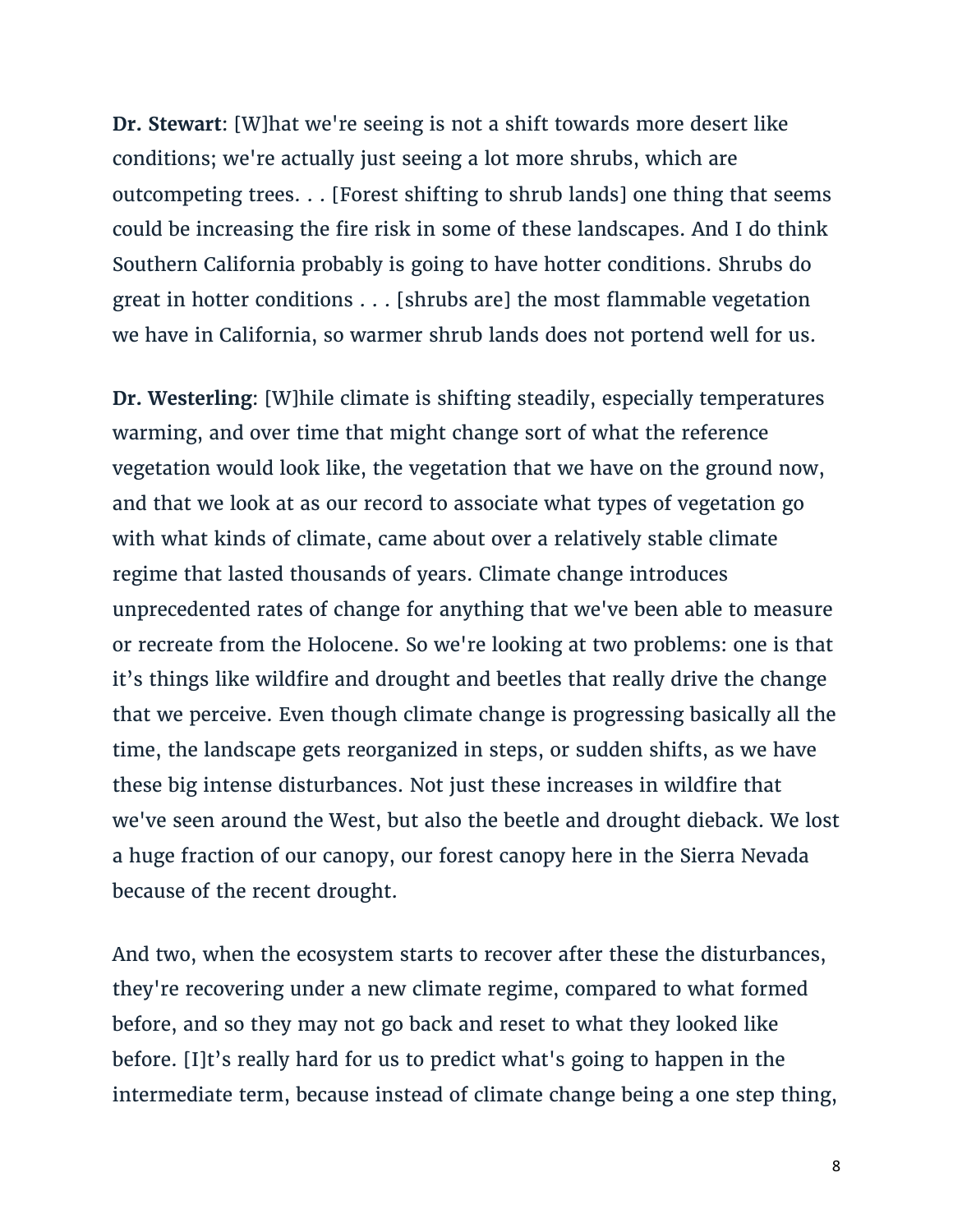**Dr. Stewart**: [W]hat we're seeing is not a shift towards more desert like conditions; we're actually just seeing a lot more shrubs, which are outcompeting trees. . . [Forest shifting to shrub lands] one thing that seems could be increasing the fire risk in some of these landscapes. And I do think Southern California probably is going to have hotter conditions. Shrubs do great in hotter conditions . . . [shrubs are] the most flammable vegetation we have in California, so warmer shrub lands does not portend well for us.

**Dr. Westerling**: [W]hile climate is shifting steadily, especially temperatures warming, and over time that might change sort of what the reference vegetation would look like, the vegetation that we have on the ground now, and that we look at as our record to associate what types of vegetation go with what kinds of climate, came about over a relatively stable climate regime that lasted thousands of years. Climate change introduces unprecedented rates of change for anything that we've been able to measure or recreate from the Holocene. So we're looking at two problems: one is that it's things like wildfire and drought and beetles that really drive the change that we perceive. Even though climate change is progressing basically all the time, the landscape gets reorganized in steps, or sudden shifts, as we have these big intense disturbances. Not just these increases in wildfire that we've seen around the West, but also the beetle and drought dieback. We lost a huge fraction of our canopy, our forest canopy here in the Sierra Nevada because of the recent drought.

And two, when the ecosystem starts to recover after these the disturbances, they're recovering under a new climate regime, compared to what formed before, and so they may not go back and reset to what they looked like before. [I]t's really hard for us to predict what's going to happen in the intermediate term, because instead of climate change being a one step thing,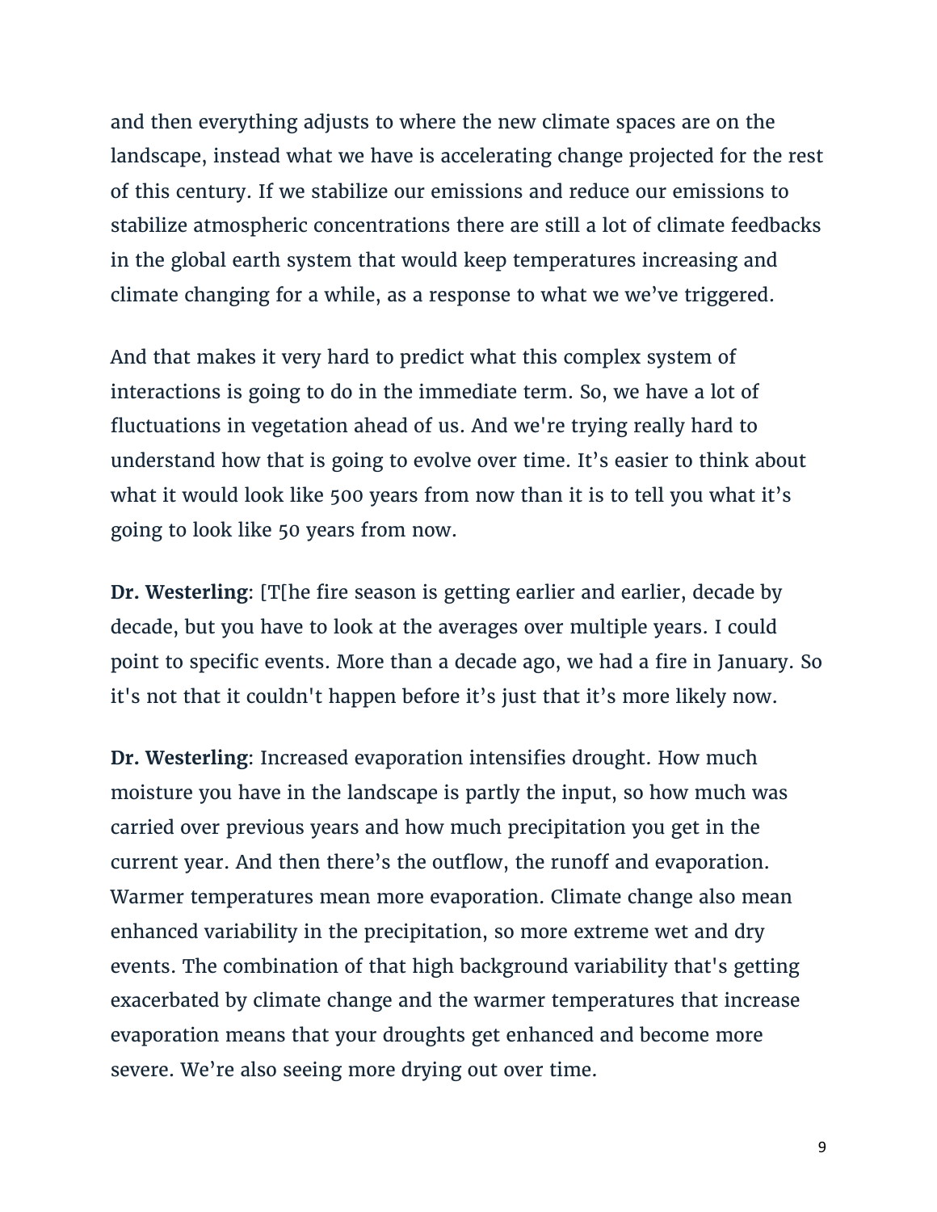and then everything adjusts to where the new climate spaces are on the landscape, instead what we have is accelerating change projected for the rest of this century. If we stabilize our emissions and reduce our emissions to stabilize atmospheric concentrations there are still a lot of climate feedbacks in the global earth system that would keep temperatures increasing and climate changing for a while, as a response to what we we've triggered.

And that makes it very hard to predict what this complex system of interactions is going to do in the immediate term. So, we have a lot of fluctuations in vegetation ahead of us. And we're trying really hard to understand how that is going to evolve over time. It's easier to think about what it would look like 500 years from now than it is to tell you what it's going to look like 50 years from now.

**Dr. Westerling**: [T[he fire season is getting earlier and earlier, decade by decade, but you have to look at the averages over multiple years. I could point to specific events. More than a decade ago, we had a fire in January. So it's not that it couldn't happen before it's just that it's more likely now.

**Dr. Westerling**: Increased evaporation intensifies drought. How much moisture you have in the landscape is partly the input, so how much was carried over previous years and how much precipitation you get in the current year. And then there's the outflow, the runoff and evaporation. Warmer temperatures mean more evaporation. Climate change also mean enhanced variability in the precipitation, so more extreme wet and dry events. The combination of that high background variability that's getting exacerbated by climate change and the warmer temperatures that increase evaporation means that your droughts get enhanced and become more severe. We're also seeing more drying out over time.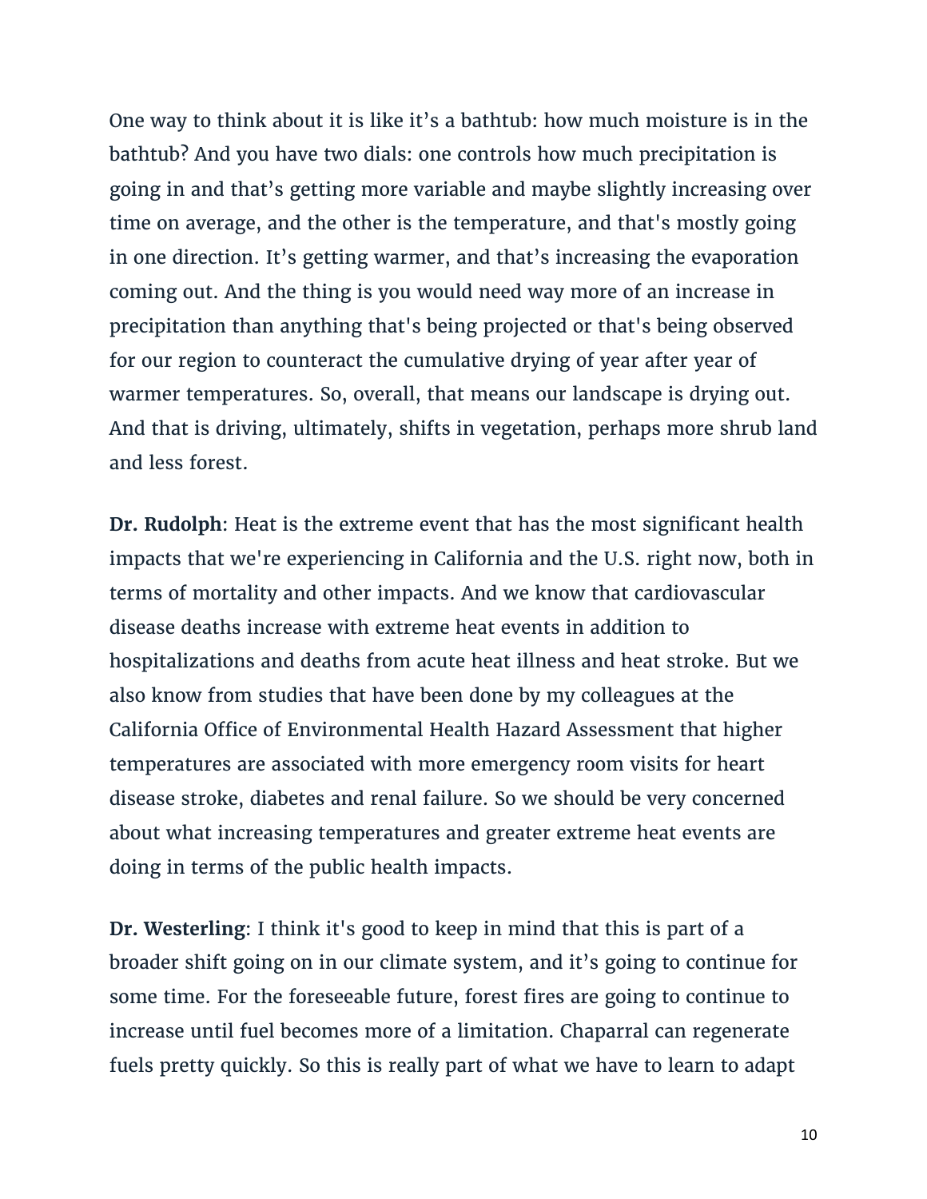One way to think about it is like it's a bathtub: how much moisture is in the bathtub? And you have two dials: one controls how much precipitation is going in and that's getting more variable and maybe slightly increasing over time on average, and the other is the temperature, and that's mostly going in one direction. It's getting warmer, and that's increasing the evaporation coming out. And the thing is you would need way more of an increase in precipitation than anything that's being projected or that's being observed for our region to counteract the cumulative drying of year after year of warmer temperatures. So, overall, that means our landscape is drying out. And that is driving, ultimately, shifts in vegetation, perhaps more shrub land and less forest.

**Dr. Rudolph**: Heat is the extreme event that has the most significant health impacts that we're experiencing in California and the U.S. right now, both in terms of mortality and other impacts. And we know that cardiovascular disease deaths increase with extreme heat events in addition to hospitalizations and deaths from acute heat illness and heat stroke. But we also know from studies that have been done by my colleagues at the California Office of Environmental Health Hazard Assessment that higher temperatures are associated with more emergency room visits for heart disease stroke, diabetes and renal failure. So we should be very concerned about what increasing temperatures and greater extreme heat events are doing in terms of the public health impacts.

**Dr. Westerling**: I think it's good to keep in mind that this is part of a broader shift going on in our climate system, and it's going to continue for some time. For the foreseeable future, forest fires are going to continue to increase until fuel becomes more of a limitation. Chaparral can regenerate fuels pretty quickly. So this is really part of what we have to learn to adapt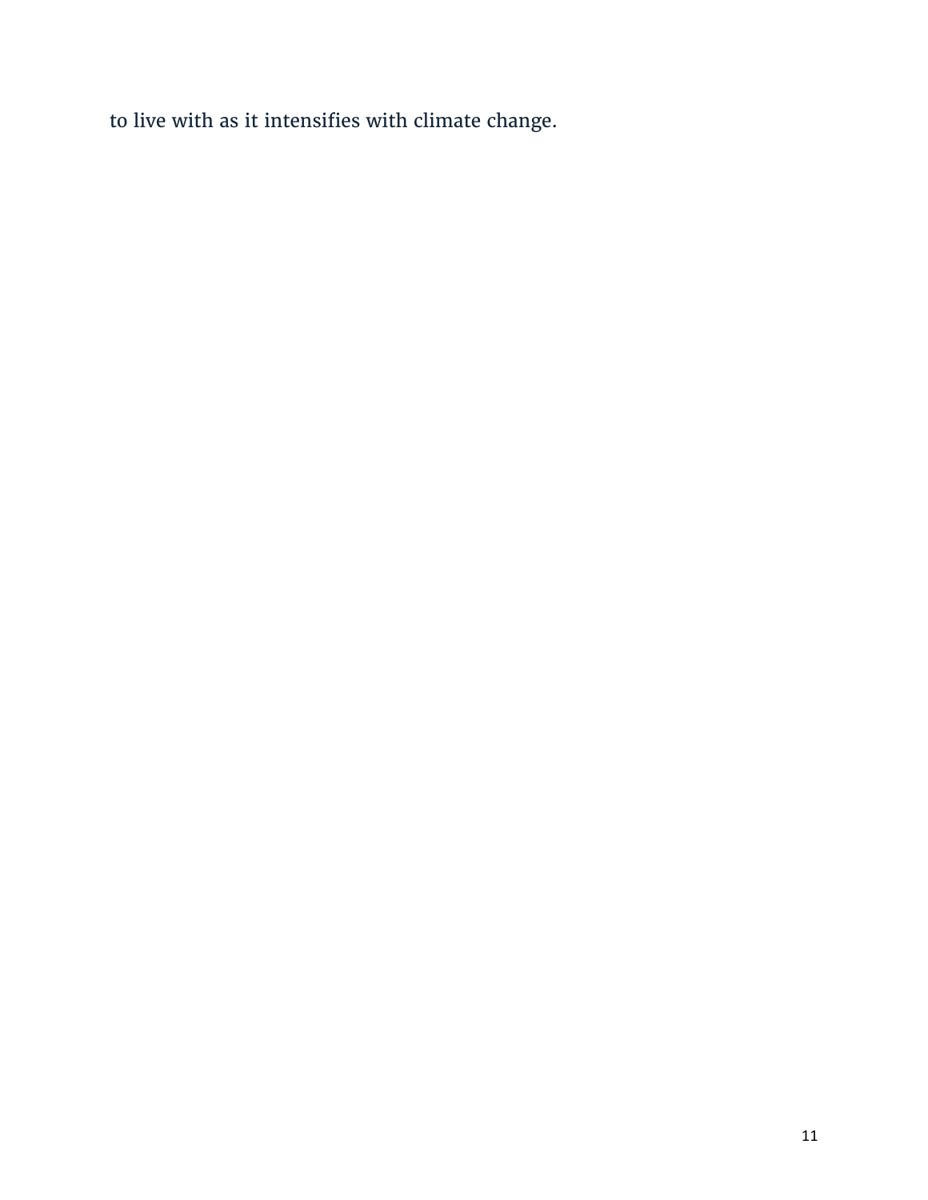to live with as it intensifies with climate change.